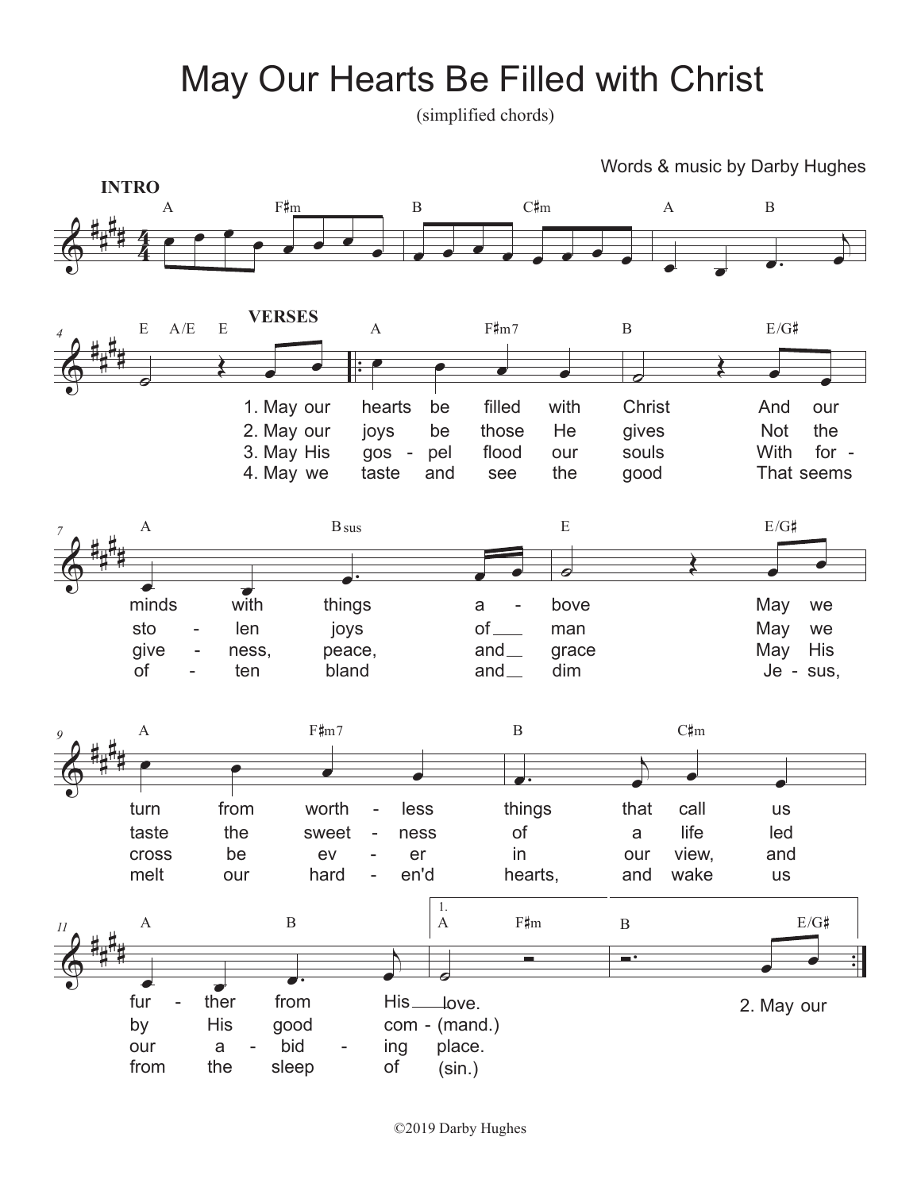# May Our Hearts Be Filled with Christ

(simplified chords)

Words & music by Darby Hughes

**INTRO**

A F♯m B C♯m A B E A/E E

**VERSES**

A F♯m7 B E/G♯ A Bsus E E/G♯ A F♯m7 B C♯m A B | 1. A F♯m B E/G♯

1. May our hearts be filled with Christ And our minds with things a - bove May we turn from worth - less things that call us fur - ther from His love.

2. May our joys be those He gives Not the sto - len joys of man May we taste the sweet - ness of a life led by His good com - (mand.)

3. May His gos - pel flood our souls With for - give - ness, peace, and grace May His cross be ev - er in our view, and our a - bid - ing place.

4. May we taste and see the good That seems of - ten bland and dim Je - sus, melt our hard - en'd hearts, and wake us from the sleep of (sin.)

2. May our

©2019 Darby Hughes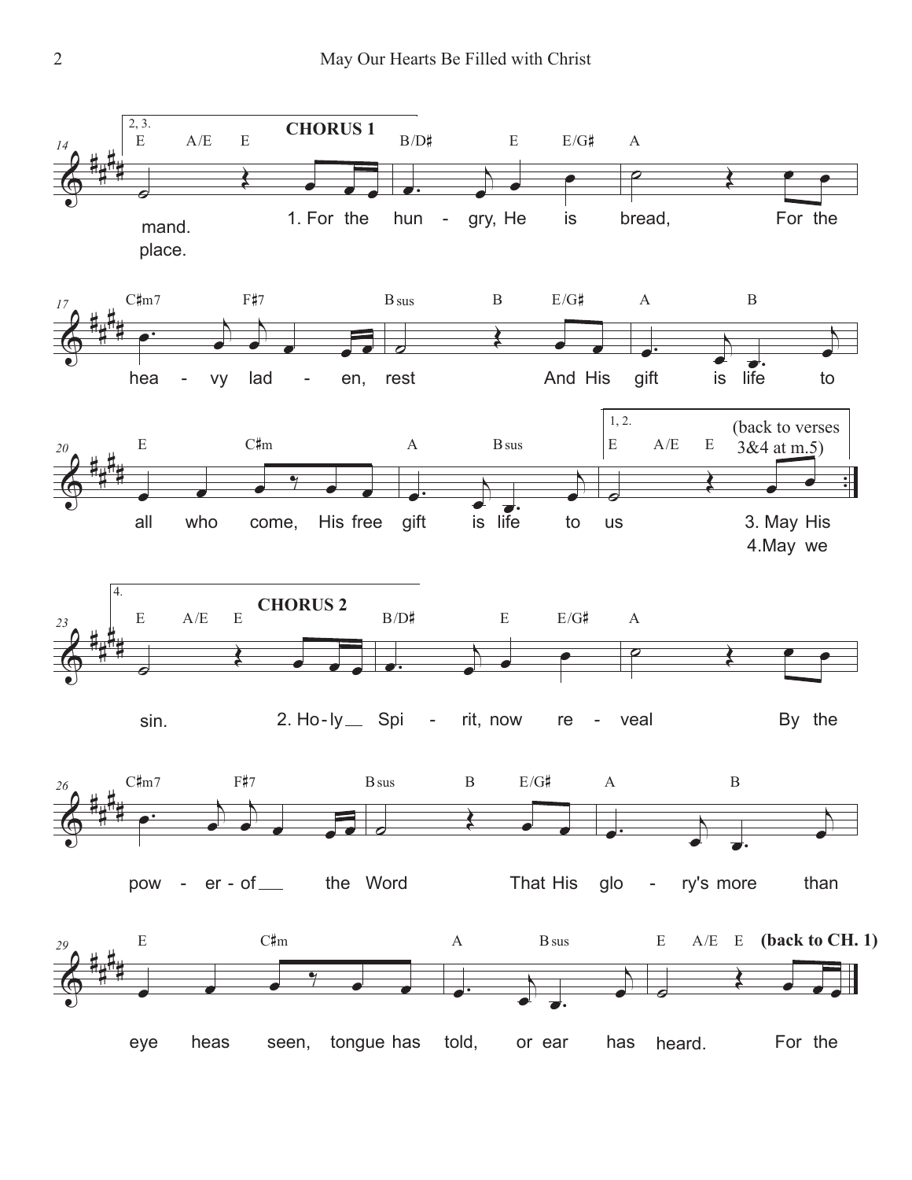**CHORUS 1**

2, 3.

E A/E E | B/D♯ E E/G♯ | A

mand.
place.

1. For the hun - gry, He is bread, For the

C♯m7 F♯7 | Bsus B E/G♯ | A B

hea - vy lad - en, rest And His gift is life to

E C♯m | A Bsus | 1, 2. E A/E E

all who come, His free gift is life to us

(back to verses 3&4 at m.5)

3. May His
4. May we

**CHORUS 2**

4.

E A/E E | B/D♯ E E/G♯ | A

sin. 2. Ho - ly Spi - rit, now re - veal By the

C♯m7 F♯7 | Bsus B E/G♯ | A B

pow - er - of the Word That His glo - ry's more than

E C♯m | A Bsus | E A/E E

eye heas seen, tongue has told, or ear has heard.

**(back to CH. 1)**

For the